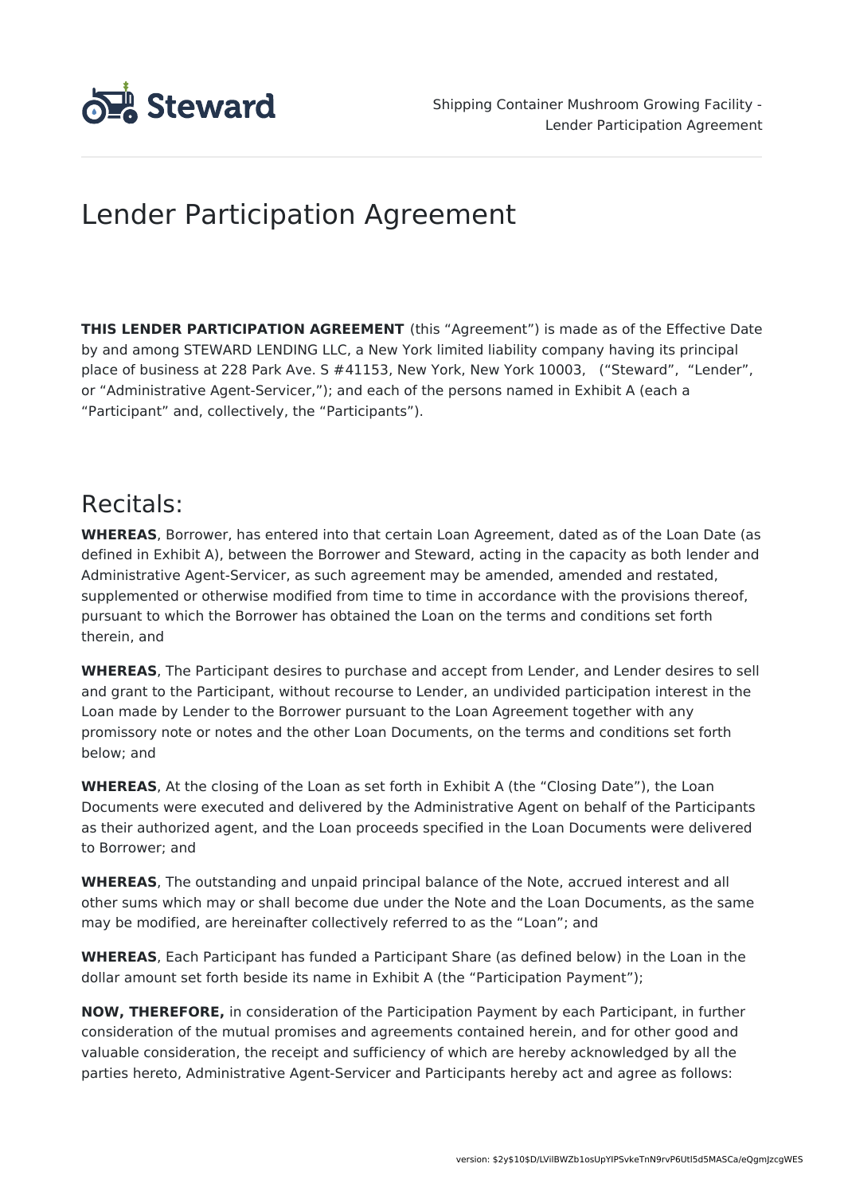# Lender Participation Agreement

**THIS LENDER PARTICIPATION AGREEMENT** (this "Agreement") is made as of the Effective Date by and among STEWARD LENDING LLC, a New York limited liability company having its principal place of business at 228 Park Ave. S #41153, New York, New York 10003, ("Steward", "Lender", or "Administrative Agent-Servicer,"); and each of the persons named in Exhibit A (each a "Participant" and, collectively, the "Participants").

## Recitals:

**WHEREAS**, Borrower, has entered into that certain Loan Agreement, dated as of the Loan Date (as defined in Exhibit A), between the Borrower and Steward, acting in the capacity as both lender and Administrative Agent-Servicer, as such agreement may be amended, amended and restated, supplemented or otherwise modified from time to time in accordance with the provisions thereof, pursuant to which the Borrower has obtained the Loan on the terms and conditions set forth therein, and

**WHEREAS**, The Participant desires to purchase and accept from Lender, and Lender desires to sell and grant to the Participant, without recourse to Lender, an undivided participation interest in the Loan made by Lender to the Borrower pursuant to the Loan Agreement together with any promissory note or notes and the other Loan Documents, on the terms and conditions set forth below; and

**WHEREAS**, At the closing of the Loan as set forth in Exhibit A (the "Closing Date"), the Loan Documents were executed and delivered by the Administrative Agent on behalf of the Participants as their authorized agent, and the Loan proceeds specified in the Loan Documents were delivered to Borrower; and

**WHEREAS**, The outstanding and unpaid principal balance of the Note, accrued interest and all other sums which may or shall become due under the Note and the Loan Documents, as the same may be modified, are hereinafter collectively referred to as the "Loan"; and

**WHEREAS**, Each Participant has funded a Participant Share (as defined below) in the Loan in the dollar amount set forth beside its name in Exhibit A (the "Participation Payment");

**NOW, THEREFORE,** in consideration of the Participation Payment by each Participant, in further consideration of the mutual promises and agreements contained herein, and for other good and valuable consideration, the receipt and sufficiency of which are hereby acknowledged by all the parties hereto, Administrative Agent-Servicer and Participants hereby act and agree as follows: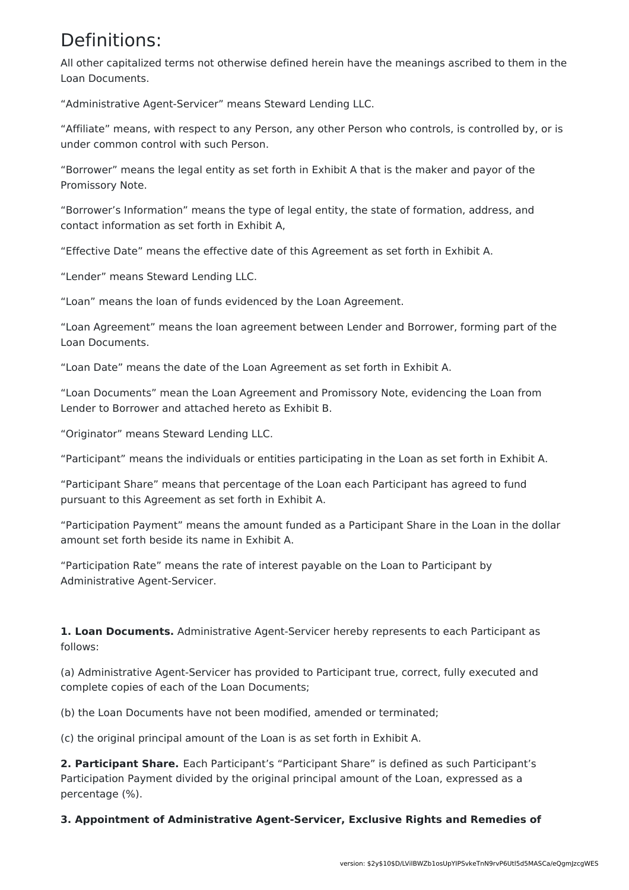# Definitions:

All other capitalized terms not otherwise defined herein have the meanings ascribed to them in the Loan Documents.

"Administrative Agent-Servicer" means Steward Lending LLC.

"Affiliate" means, with respect to any Person, any other Person who controls, is controlled by, or is under common control with such Person.

"Borrower" means the legal entity as set forth in Exhibit A that is the maker and payor of the Promissory Note.

"Borrower's Information" means the type of legal entity, the state of formation, address, and contact information as set forth in Exhibit A,

"Effective Date" means the effective date of this Agreement as set forth in Exhibit A.

"Lender" means Steward Lending LLC.

"Loan" means the loan of funds evidenced by the Loan Agreement.

"Loan Agreement" means the loan agreement between Lender and Borrower, forming part of the Loan Documents.

"Loan Date" means the date of the Loan Agreement as set forth in Exhibit A.

"Loan Documents" mean the Loan Agreement and Promissory Note, evidencing the Loan from Lender to Borrower and attached hereto as Exhibit B.

"Originator" means Steward Lending LLC.

"Participant" means the individuals or entities participating in the Loan as set forth in Exhibit A.

"Participant Share" means that percentage of the Loan each Participant has agreed to fund pursuant to this Agreement as set forth in Exhibit A.

"Participation Payment" means the amount funded as a Participant Share in the Loan in the dollar amount set forth beside its name in Exhibit A.

"Participation Rate" means the rate of interest payable on the Loan to Participant by Administrative Agent-Servicer.

**1. Loan Documents.** Administrative Agent-Servicer hereby represents to each Participant as follows:

(a) Administrative Agent-Servicer has provided to Participant true, correct, fully executed and complete copies of each of the Loan Documents;

(b) the Loan Documents have not been modified, amended or terminated;

(c) the original principal amount of the Loan is as set forth in Exhibit A.

**2. Participant Share.** Each Participant's "Participant Share" is defined as such Participant's Participation Payment divided by the original principal amount of the Loan, expressed as a percentage (%).

**3. Appointment of Administrative Agent-Servicer, Exclusive Rights and Remedies of**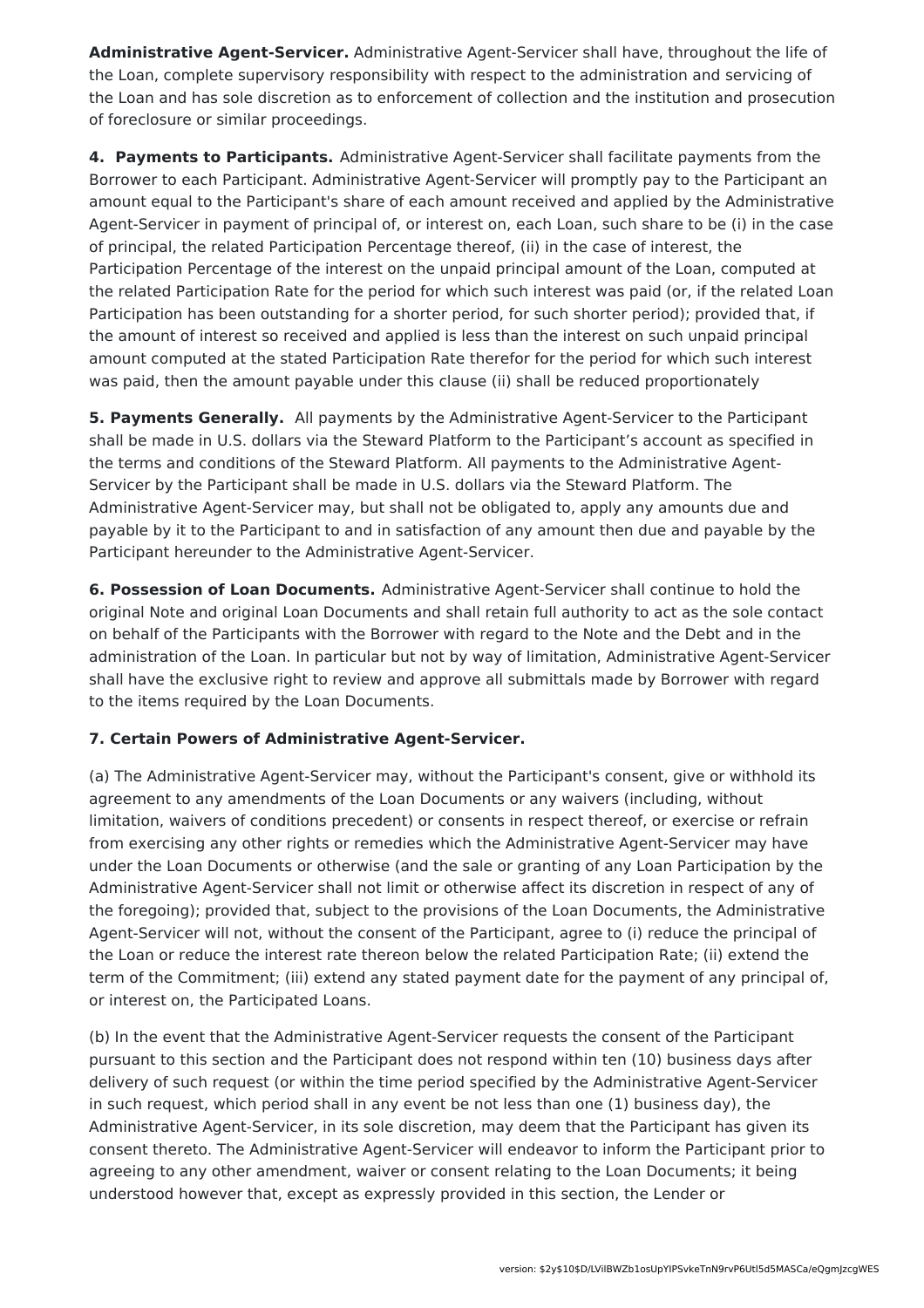**Administrative Agent-Servicer.** Administrative Agent-Servicer shall have, throughout the life of the Loan, complete supervisory responsibility with respect to the administration and servicing of the Loan and has sole discretion as to enforcement of collection and the institution and prosecution of foreclosure or similar proceedings.

**4. Payments to Participants.** Administrative Agent-Servicer shall facilitate payments from the Borrower to each Participant. Administrative Agent-Servicer will promptly pay to the Participant an amount equal to the Participant's share of each amount received and applied by the Administrative Agent-Servicer in payment of principal of, or interest on, each Loan, such share to be (i) in the case of principal, the related Participation Percentage thereof, (ii) in the case of interest, the Participation Percentage of the interest on the unpaid principal amount of the Loan, computed at the related Participation Rate for the period for which such interest was paid (or, if the related Loan Participation has been outstanding for a shorter period, for such shorter period); provided that, if the amount of interest so received and applied is less than the interest on such unpaid principal amount computed at the stated Participation Rate therefor for the period for which such interest was paid, then the amount payable under this clause (ii) shall be reduced proportionately

**5. Payments Generally.** All payments by the Administrative Agent-Servicer to the Participant shall be made in U.S. dollars via the Steward Platform to the Participant's account as specified in the terms and conditions of the Steward Platform. All payments to the Administrative Agent-Servicer by the Participant shall be made in U.S. dollars via the Steward Platform. The Administrative Agent-Servicer may, but shall not be obligated to, apply any amounts due and payable by it to the Participant to and in satisfaction of any amount then due and payable by the Participant hereunder to the Administrative Agent-Servicer.

**6. Possession of Loan Documents.** Administrative Agent-Servicer shall continue to hold the original Note and original Loan Documents and shall retain full authority to act as the sole contact on behalf of the Participants with the Borrower with regard to the Note and the Debt and in the administration of the Loan. In particular but not by way of limitation, Administrative Agent-Servicer shall have the exclusive right to review and approve all submittals made by Borrower with regard to the items required by the Loan Documents.

**7. Certain Powers of Administrative Agent-Servicer.**

(a) The Administrative Agent-Servicer may, without the Participant's consent, give or withhold its agreement to any amendments of the Loan Documents or any waivers (including, without limitation, waivers of conditions precedent) or consents in respect thereof, or exercise or refrain from exercising any other rights or remedies which the Administrative Agent-Servicer may have under the Loan Documents or otherwise (and the sale or granting of any Loan Participation by the Administrative Agent-Servicer shall not limit or otherwise affect its discretion in respect of any of the foregoing); provided that, subject to the provisions of the Loan Documents, the Administrative Agent-Servicer will not, without the consent of the Participant, agree to (i) reduce the principal of the Loan or reduce the interest rate thereon below the related Participation Rate; (ii) extend the term of the Commitment; (iii) extend any stated payment date for the payment of any principal of, or interest on, the Participated Loans.

(b) In the event that the Administrative Agent-Servicer requests the consent of the Participant pursuant to this section and the Participant does not respond within ten (10) business days after delivery of such request (or within the time period specified by the Administrative Agent-Servicer in such request, which period shall in any event be not less than one (1) business day), the Administrative Agent-Servicer, in its sole discretion, may deem that the Participant has given its consent thereto. The Administrative Agent-Servicer will endeavor to inform the Participant prior to agreeing to any other amendment, waiver or consent relating to the Loan Documents; it being understood however that, except as expressly provided in this section, the Lender or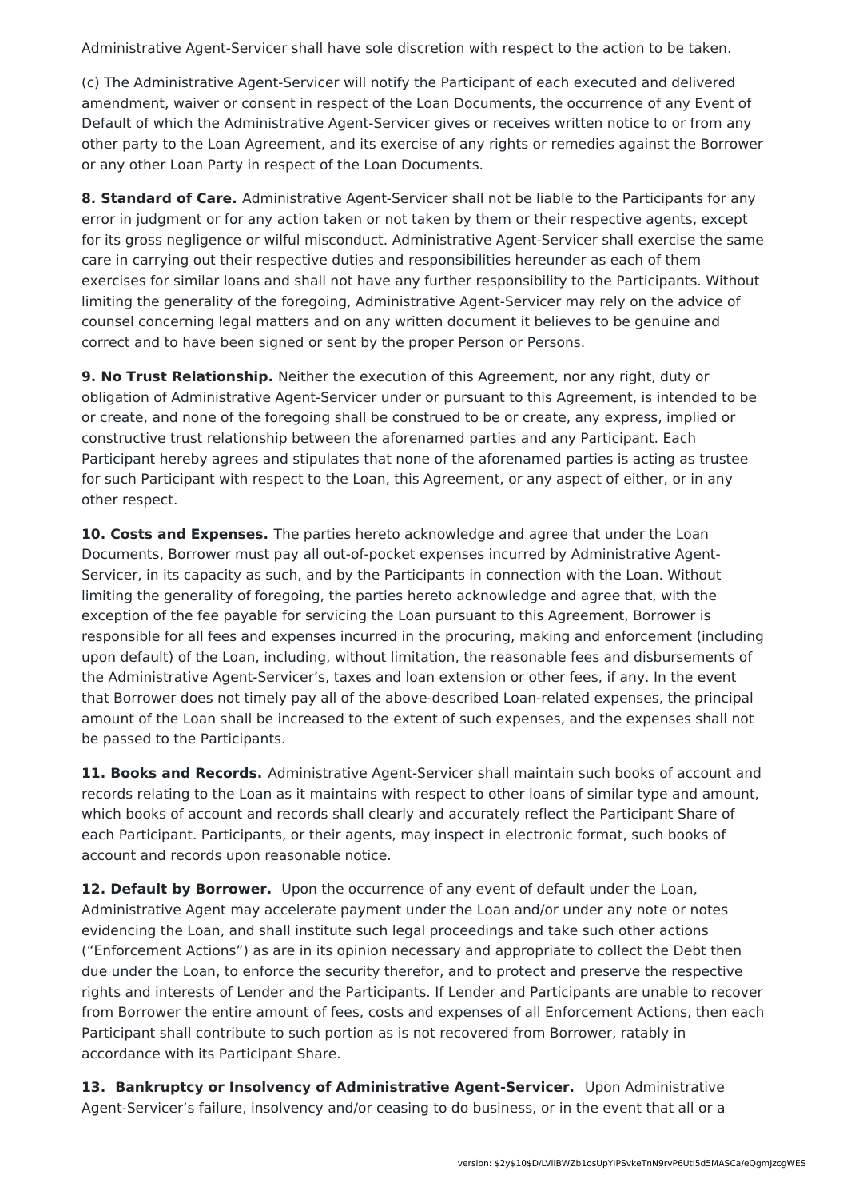Administrative Agent-Servicer shall have sole discretion with respect to the action to be taken.

(c) The Administrative Agent-Servicer will notify the Participant of each executed and delivered amendment, waiver or consent in respect of the Loan Documents, the occurrence of any Event of Default of which the Administrative Agent-Servicer gives or receives written notice to or from any other party to the Loan Agreement, and its exercise of any rights or remedies against the Borrower or any other Loan Party in respect of the Loan Documents.

**8. Standard of Care.** Administrative Agent-Servicer shall not be liable to the Participants for any error in judgment or for any action taken or not taken by them or their respective agents, except for its gross negligence or wilful misconduct. Administrative Agent-Servicer shall exercise the same care in carrying out their respective duties and responsibilities hereunder as each of them exercises for similar loans and shall not have any further responsibility to the Participants. Without limiting the generality of the foregoing, Administrative Agent-Servicer may rely on the advice of counsel concerning legal matters and on any written document it believes to be genuine and correct and to have been signed or sent by the proper Person or Persons.

**9. No Trust Relationship.** Neither the execution of this Agreement, nor any right, duty or obligation of Administrative Agent-Servicer under or pursuant to this Agreement, is intended to be or create, and none of the foregoing shall be construed to be or create, any express, implied or constructive trust relationship between the aforenamed parties and any Participant. Each Participant hereby agrees and stipulates that none of the aforenamed parties is acting as trustee for such Participant with respect to the Loan, this Agreement, or any aspect of either, or in any other respect.

**10. Costs and Expenses.** The parties hereto acknowledge and agree that under the Loan Documents, Borrower must pay all out-of-pocket expenses incurred by Administrative Agent-Servicer, in its capacity as such, and by the Participants in connection with the Loan. Without limiting the generality of foregoing, the parties hereto acknowledge and agree that, with the exception of the fee payable for servicing the Loan pursuant to this Agreement, Borrower is responsible for all fees and expenses incurred in the procuring, making and enforcement (including upon default) of the Loan, including, without limitation, the reasonable fees and disbursements of the Administrative Agent-Servicer's, taxes and loan extension or other fees, if any. In the event that Borrower does not timely pay all of the above-described Loan-related expenses, the principal amount of the Loan shall be increased to the extent of such expenses, and the expenses shall not be passed to the Participants.

**11. Books and Records.** Administrative Agent-Servicer shall maintain such books of account and records relating to the Loan as it maintains with respect to other loans of similar type and amount, which books of account and records shall clearly and accurately reflect the Participant Share of each Participant. Participants, or their agents, may inspect in electronic format, such books of account and records upon reasonable notice.

**12. Default by Borrower.** Upon the occurrence of any event of default under the Loan, Administrative Agent may accelerate payment under the Loan and/or under any note or notes evidencing the Loan, and shall institute such legal proceedings and take such other actions ("Enforcement Actions") as are in its opinion necessary and appropriate to collect the Debt then due under the Loan, to enforce the security therefor, and to protect and preserve the respective rights and interests of Lender and the Participants. If Lender and Participants are unable to recover from Borrower the entire amount of fees, costs and expenses of all Enforcement Actions, then each Participant shall contribute to such portion as is not recovered from Borrower, ratably in accordance with its Participant Share.

**13. Bankruptcy or Insolvency of Administrative Agent-Servicer.** Upon Administrative Agent-Servicer's failure, insolvency and/or ceasing to do business, or in the event that all or a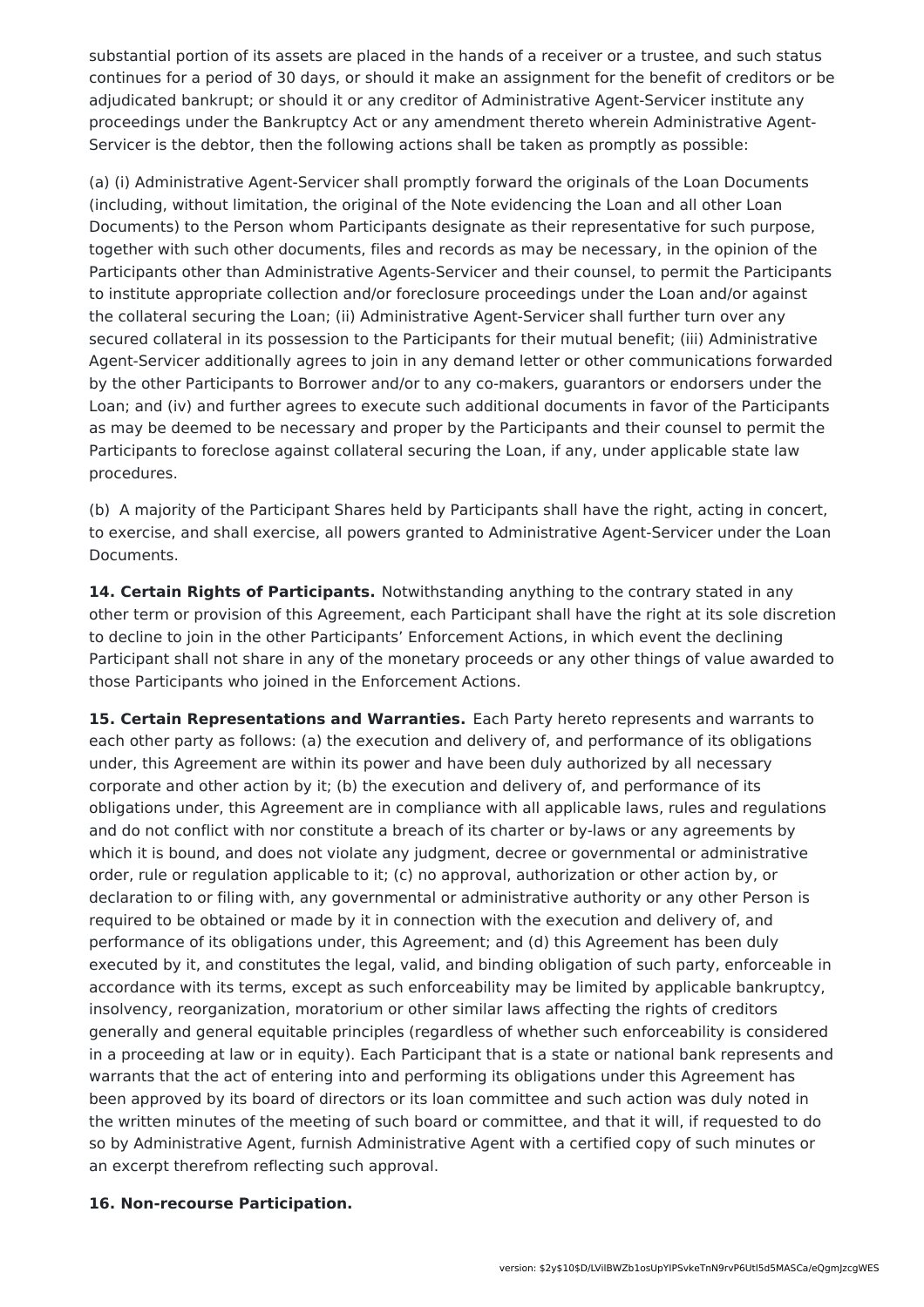substantial portion of its assets are placed in the hands of a receiver or a trustee, and such status continues for a period of 30 days, or should it make an assignment for the benefit of creditors or be adjudicated bankrupt; or should it or any creditor of Administrative Agent-Servicer institute any proceedings under the Bankruptcy Act or any amendment thereto wherein Administrative Agent-Servicer is the debtor, then the following actions shall be taken as promptly as possible:

(a) (i) Administrative Agent-Servicer shall promptly forward the originals of the Loan Documents (including, without limitation, the original of the Note evidencing the Loan and all other Loan Documents) to the Person whom Participants designate as their representative for such purpose, together with such other documents, files and records as may be necessary, in the opinion of the Participants other than Administrative Agents-Servicer and their counsel, to permit the Participants to institute appropriate collection and/or foreclosure proceedings under the Loan and/or against the collateral securing the Loan; (ii) Administrative Agent-Servicer shall further turn over any secured collateral in its possession to the Participants for their mutual benefit; (iii) Administrative Agent-Servicer additionally agrees to join in any demand letter or other communications forwarded by the other Participants to Borrower and/or to any co-makers, guarantors or endorsers under the Loan; and (iv) and further agrees to execute such additional documents in favor of the Participants as may be deemed to be necessary and proper by the Participants and their counsel to permit the Participants to foreclose against collateral securing the Loan, if any, under applicable state law procedures.

(b) A majority of the Participant Shares held by Participants shall have the right, acting in concert, to exercise, and shall exercise, all powers granted to Administrative Agent-Servicer under the Loan Documents.

**14. Certain Rights of Participants.** Notwithstanding anything to the contrary stated in any other term or provision of this Agreement, each Participant shall have the right at its sole discretion to decline to join in the other Participants' Enforcement Actions, in which event the declining Participant shall not share in any of the monetary proceeds or any other things of value awarded to those Participants who joined in the Enforcement Actions.

**15. Certain Representations and Warranties.** Each Party hereto represents and warrants to each other party as follows: (a) the execution and delivery of, and performance of its obligations under, this Agreement are within its power and have been duly authorized by all necessary corporate and other action by it; (b) the execution and delivery of, and performance of its obligations under, this Agreement are in compliance with all applicable laws, rules and regulations and do not conflict with nor constitute a breach of its charter or by-laws or any agreements by which it is bound, and does not violate any judgment, decree or governmental or administrative order, rule or regulation applicable to it; (c) no approval, authorization or other action by, or declaration to or filing with, any governmental or administrative authority or any other Person is required to be obtained or made by it in connection with the execution and delivery of, and performance of its obligations under, this Agreement; and (d) this Agreement has been duly executed by it, and constitutes the legal, valid, and binding obligation of such party, enforceable in accordance with its terms, except as such enforceability may be limited by applicable bankruptcy, insolvency, reorganization, moratorium or other similar laws affecting the rights of creditors generally and general equitable principles (regardless of whether such enforceability is considered in a proceeding at law or in equity). Each Participant that is a state or national bank represents and warrants that the act of entering into and performing its obligations under this Agreement has been approved by its board of directors or its loan committee and such action was duly noted in the written minutes of the meeting of such board or committee, and that it will, if requested to do so by Administrative Agent, furnish Administrative Agent with a certified copy of such minutes or an excerpt therefrom reflecting such approval.

**16. Non-recourse Participation.**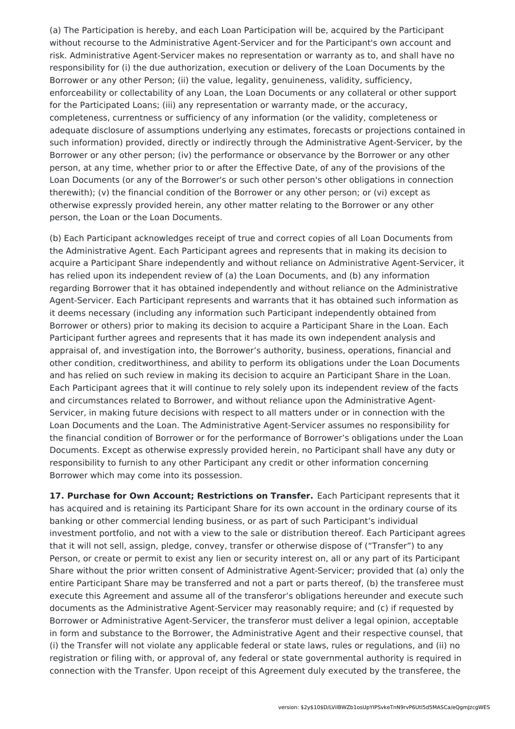(a) The Participation is hereby, and each Loan Participation will be, acquired by the Participant without recourse to the Administrative Agent-Servicer and for the Participant's own account and risk. Administrative Agent-Servicer makes no representation or warranty as to, and shall have no responsibility for (i) the due authorization, execution or delivery of the Loan Documents by the Borrower or any other Person; (ii) the value, legality, genuineness, validity, sufficiency, enforceability or collectability of any Loan, the Loan Documents or any collateral or other support for the Participated Loans; (iii) any representation or warranty made, or the accuracy, completeness, currentness or sufficiency of any information (or the validity, completeness or adequate disclosure of assumptions underlying any estimates, forecasts or projections contained in such information) provided, directly or indirectly through the Administrative Agent-Servicer, by the Borrower or any other person; (iv) the performance or observance by the Borrower or any other person, at any time, whether prior to or after the Effective Date, of any of the provisions of the Loan Documents (or any of the Borrower's or any of such other person's other obligations in connection therewith); (v) the financial condition of the Borrower or any other person; or (vi) except as otherwise expressly provided herein, any other matter relating to the Borrower or any other person, the Loan or the Loan Documents.

(b) Each Participant acknowledges receipt of true and correct copies of all Loan Documents from the Administrative Agent. Each Participant agrees and represents that in making its decision to acquire a Participant Share independently and without reliance on Administrative Agent-Servicer, it has relied upon its independent review of (a) the Loan Documents, and (b) any information regarding Borrower that it has obtained independently and without reliance on the Administrative Agent-Servicer. Each Participant represents and warrants that it has obtained such information as it deems necessary (including any information such Participant independently obtained from Borrower or others) prior to making its decision to acquire a Participant Share in the Loan. Each Participant further agrees and represents that it has made its own independent analysis and appraisal of, and investigation into, the Borrower's authority, business, operations, financial and other condition, creditworthiness, and ability to perform its obligations under the Loan Documents and has relied on such review in making its decision to acquire an Participant Share in the Loan. Each Participant agrees that it will continue to rely solely upon its independent review of the facts and circumstances related to Borrower, and without reliance upon the Administrative Agent-Servicer, in making future decisions with respect to all matters under or in connection with the Loan Documents and the Loan. The Administrative Agent-Servicer assumes no responsibility for the financial condition of Borrower or for the performance of Borrower's obligations under the Loan Documents. Except as otherwise expressly provided herein, no Participant shall have any duty or responsibility to furnish to any other Participant any credit or other information concerning Borrower which may come into its possession.

**17. Purchase for Own Account; Restrictions on Transfer.** Each Participant represents that it has acquired and is retaining its Participant Share for its own account in the ordinary course of its banking or other commercial lending business, or as part of such Participant's individual investment portfolio, and not with a view to the sale or distribution thereof. Each Participant agrees that it will not sell, assign, pledge, convey, transfer or otherwise dispose of ("Transfer") to any Person, or create or permit to exist any lien or security interest on, all or any part of its Participant Share without the prior written consent of Administrative Agent-Servicer; provided that (a) only the entire Participant Share may be transferred and not a part or parts thereof, (b) the transferee must execute this Agreement and assume all of the transferor's obligations hereunder and execute such documents as the Administrative Agent-Servicer may reasonably require; and (c) if requested by Borrower or Administrative Agent-Servicer, the transferor must deliver a legal opinion, acceptable in form and substance to the Borrower, the Administrative Agent and their respective counsel, that (i) the Transfer will not violate any applicable federal or state laws, rules or regulations, and (ii) no registration or filing with, or approval of, any federal or state governmental authority is required in connection with the Transfer. Upon receipt of this Agreement duly executed by the transferee, the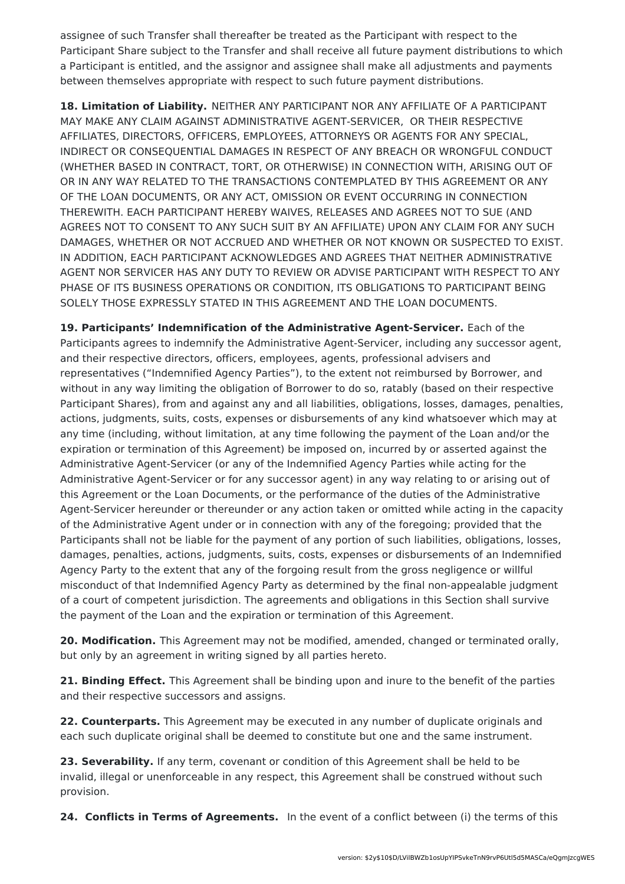assignee of such Transfer shall thereafter be treated as the Participant with respect to the Participant Share subject to the Transfer and shall receive all future payment distributions to which a Participant is entitled, and the assignor and assignee shall make all adjustments and payments between themselves appropriate with respect to such future payment distributions.

**18. Limitation of Liability.** NEITHER ANY PARTICIPANT NOR ANY AFFILIATE OF A PARTICIPANT MAY MAKE ANY CLAIM AGAINST ADMINISTRATIVE AGENT-SERVICER, OR THEIR RESPECTIVE AFFILIATES, DIRECTORS, OFFICERS, EMPLOYEES, ATTORNEYS OR AGENTS FOR ANY SPECIAL, INDIRECT OR CONSEQUENTIAL DAMAGES IN RESPECT OF ANY BREACH OR WRONGFUL CONDUCT (WHETHER BASED IN CONTRACT, TORT, OR OTHERWISE) IN CONNECTION WITH, ARISING OUT OF OR IN ANY WAY RELATED TO THE TRANSACTIONS CONTEMPLATED BY THIS AGREEMENT OR ANY OF THE LOAN DOCUMENTS, OR ANY ACT, OMISSION OR EVENT OCCURRING IN CONNECTION THEREWITH. EACH PARTICIPANT HEREBY WAIVES, RELEASES AND AGREES NOT TO SUE (AND AGREES NOT TO CONSENT TO ANY SUCH SUIT BY AN AFFILIATE) UPON ANY CLAIM FOR ANY SUCH DAMAGES, WHETHER OR NOT ACCRUED AND WHETHER OR NOT KNOWN OR SUSPECTED TO EXIST. IN ADDITION, EACH PARTICIPANT ACKNOWLEDGES AND AGREES THAT NEITHER ADMINISTRATIVE AGENT NOR SERVICER HAS ANY DUTY TO REVIEW OR ADVISE PARTICIPANT WITH RESPECT TO ANY PHASE OF ITS BUSINESS OPERATIONS OR CONDITION, ITS OBLIGATIONS TO PARTICIPANT BEING SOLELY THOSE EXPRESSLY STATED IN THIS AGREEMENT AND THE LOAN DOCUMENTS.

**19. Participants' Indemnification of the Administrative Agent-Servicer.** Each of the Participants agrees to indemnify the Administrative Agent-Servicer, including any successor agent, and their respective directors, officers, employees, agents, professional advisers and representatives ("Indemnified Agency Parties"), to the extent not reimbursed by Borrower, and without in any way limiting the obligation of Borrower to do so, ratably (based on their respective Participant Shares), from and against any and all liabilities, obligations, losses, damages, penalties, actions, judgments, suits, costs, expenses or disbursements of any kind whatsoever which may at any time (including, without limitation, at any time following the payment of the Loan and/or the expiration or termination of this Agreement) be imposed on, incurred by or asserted against the Administrative Agent-Servicer (or any of the Indemnified Agency Parties while acting for the Administrative Agent-Servicer or for any successor agent) in any way relating to or arising out of this Agreement or the Loan Documents, or the performance of the duties of the Administrative Agent-Servicer hereunder or thereunder or any action taken or omitted while acting in the capacity of the Administrative Agent under or in connection with any of the foregoing; provided that the Participants shall not be liable for the payment of any portion of such liabilities, obligations, losses, damages, penalties, actions, judgments, suits, costs, expenses or disbursements of an Indemnified Agency Party to the extent that any of the forgoing result from the gross negligence or willful misconduct of that Indemnified Agency Party as determined by the final non-appealable judgment of a court of competent jurisdiction. The agreements and obligations in this Section shall survive the payment of the Loan and the expiration or termination of this Agreement.

**20. Modification.** This Agreement may not be modified, amended, changed or terminated orally, but only by an agreement in writing signed by all parties hereto.

**21. Binding Effect.** This Agreement shall be binding upon and inure to the benefit of the parties and their respective successors and assigns.

**22. Counterparts.** This Agreement may be executed in any number of duplicate originals and each such duplicate original shall be deemed to constitute but one and the same instrument.

**23. Severability.** If any term, covenant or condition of this Agreement shall be held to be invalid, illegal or unenforceable in any respect, this Agreement shall be construed without such provision.

**24. Conflicts in Terms of Agreements.** In the event of a conflict between (i) the terms of this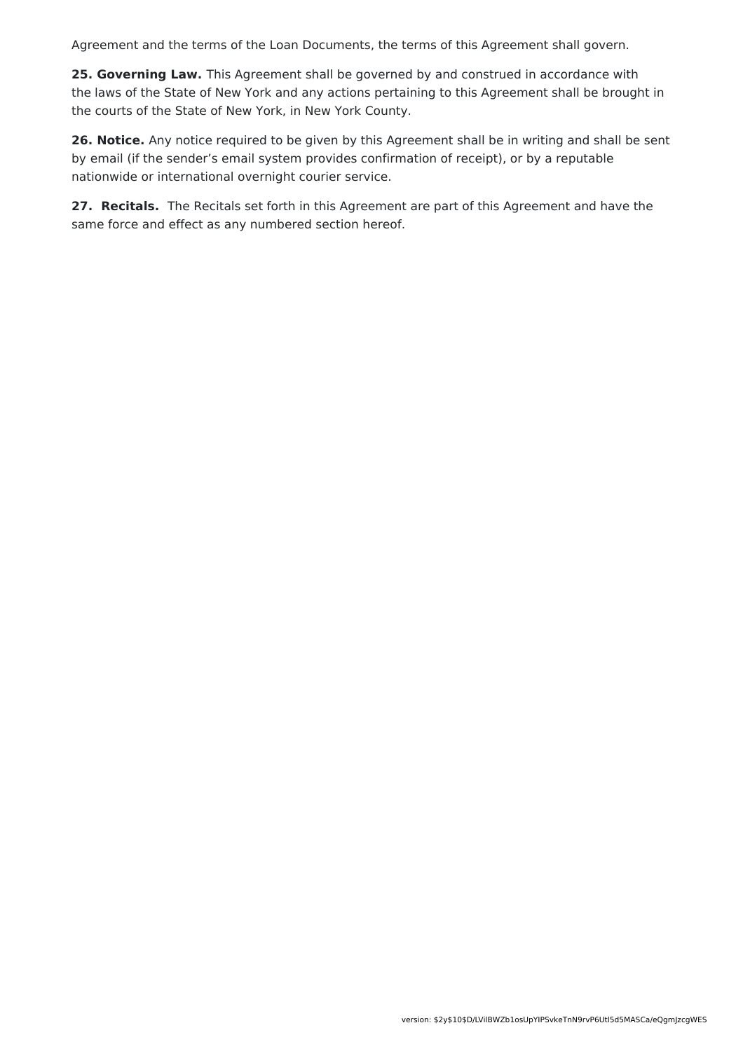Agreement and the terms of the Loan Documents, the terms of this Agreement shall govern.

**25. Governing Law.** This Agreement shall be governed by and construed in accordance with the laws of the State of New York and any actions pertaining to this Agreement shall be brought in the courts of the State of New York, in New York County.

**26. Notice.** Any notice required to be given by this Agreement shall be in writing and shall be sent by email (if the sender's email system provides confirmation of receipt), or by a reputable nationwide or international overnight courier service.

**27. Recitals.** The Recitals set forth in this Agreement are part of this Agreement and have the same force and effect as any numbered section hereof.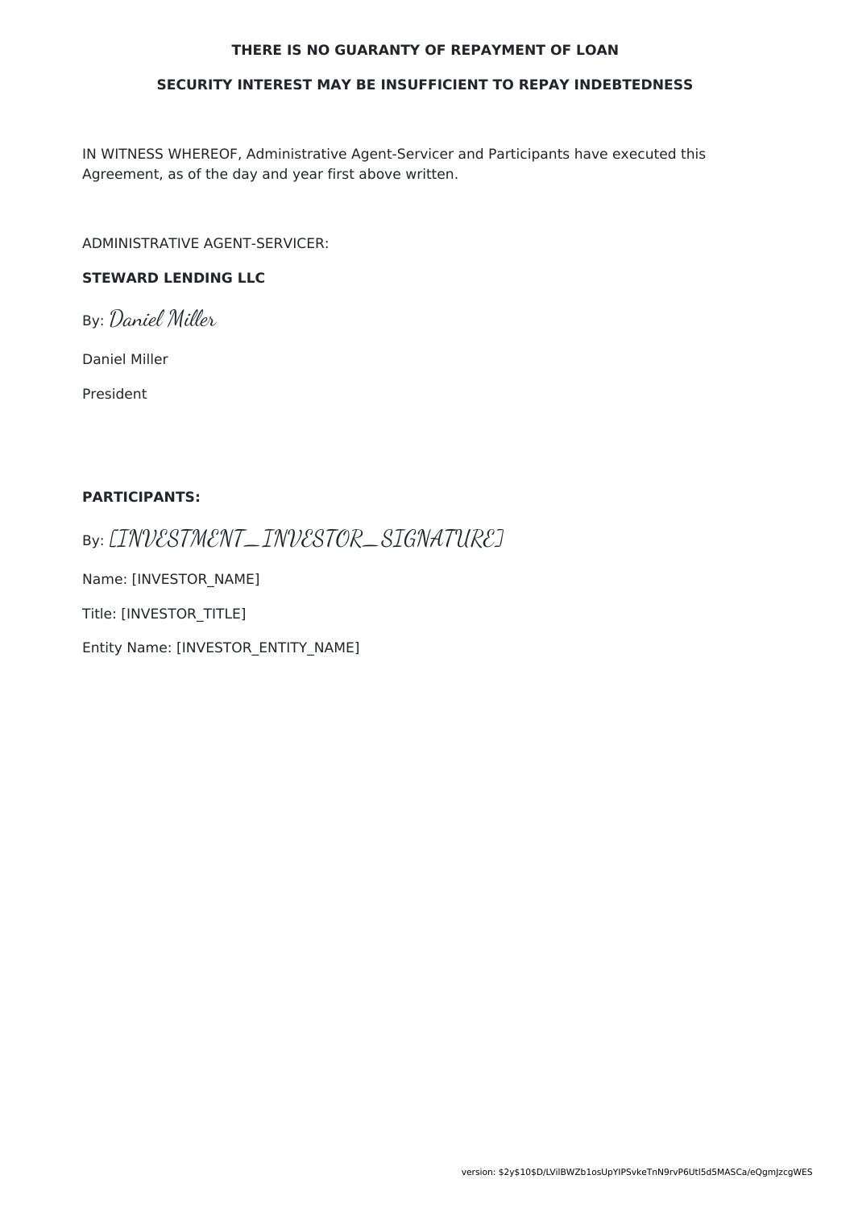**THERE IS NO GUARANTY OF REPAYMENT OF LOAN**

**SECURITY INTEREST MAY BE INSUFFICIENT TO REPAY INDEBTEDNESS**

IN WITNESS WHEREOF, Administrative Agent-Servicer and Participants have executed this Agreement, as of the day and year first above written.

ADMINISTRATIVE AGENT-SERVICER:

**STEWARD LENDING LLC**

By: Daniel Miller

Daniel Miller

President

**PARTICIPANTS:**

By: [INVESTMENT_INVESTOR_SIGNATURE]

Name: [INVESTOR_NAME]

Title: [INVESTOR_TITLE]

Entity Name: [INVESTOR_ENTITY_NAME]

version: $2y$10$D/LVilBWZb1osUpYIPSvkeTnN9rvP6Utl5d5MASCa/eQgmJzcgWES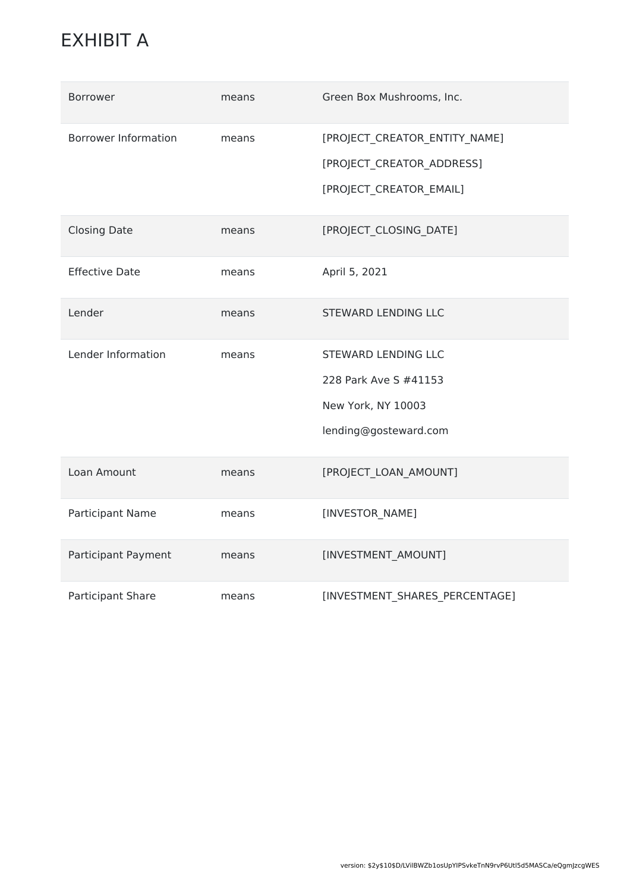# EXHIBIT A

| | | |
|---|---|---|
| Borrower | means | Green Box Mushrooms, Inc. |
| Borrower Information | means | [PROJECT_CREATOR_ENTITY_NAME]<br>[PROJECT_CREATOR_ADDRESS]<br>[PROJECT_CREATOR_EMAIL] |
| Closing Date | means | [PROJECT_CLOSING_DATE] |
| Effective Date | means | April 5, 2021 |
| Lender | means | STEWARD LENDING LLC |
| Lender Information | means | STEWARD LENDING LLC<br>228 Park Ave S #41153<br>New York, NY 10003<br>lending@gosteward.com |
| Loan Amount | means | [PROJECT_LOAN_AMOUNT] |
| Participant Name | means | [INVESTOR_NAME] |
| Participant Payment | means | [INVESTMENT_AMOUNT] |
| Participant Share | means | [INVESTMENT_SHARES_PERCENTAGE] |

version: $2y$10$D/LViIBWZb1osUpYIPSvkeTnN9rvP6Utl5d5MASCa/eQgmJzcgWES